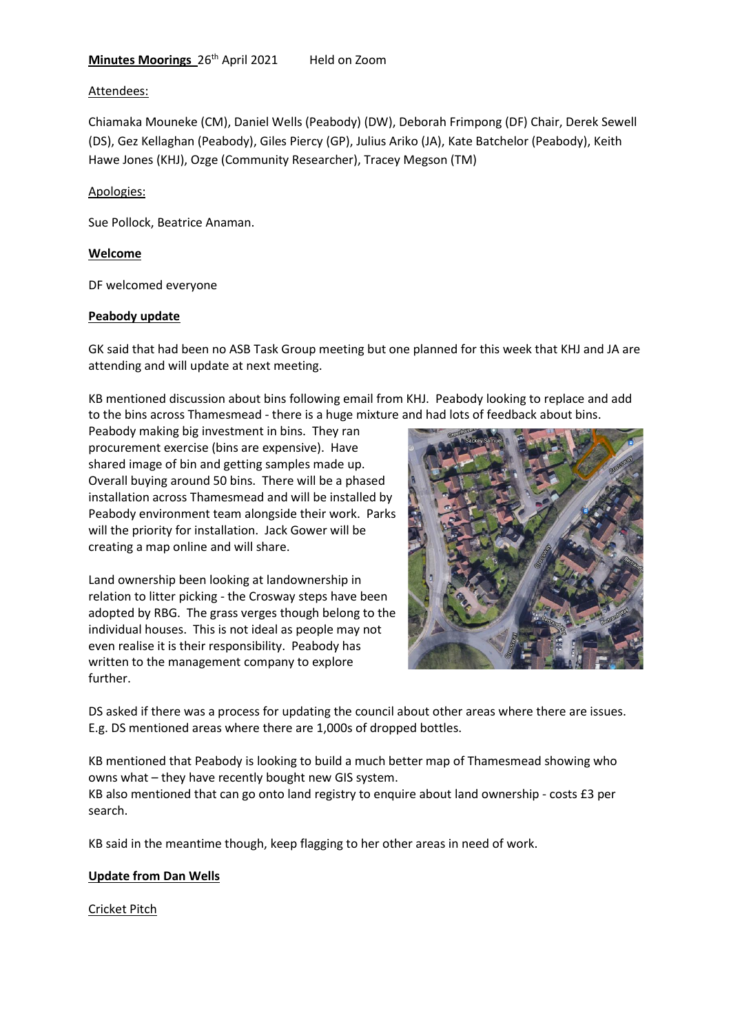**Minutes Moorings** 26th April 2021 Held on Zoom

Attendees:

Chiamaka Mouneke (CM), Daniel Wells (Peabody) (DW), Deborah Frimpong (DF) Chair, Derek Sewell (DS), Gez Kellaghan (Peabody), Giles Piercy (GP), Julius Ariko (JA), Kate Batchelor (Peabody), Keith Hawe Jones (KHJ), Ozge (Community Researcher), Tracey Megson (TM)

Apologies:

Sue Pollock, Beatrice Anaman.

**Welcome**

DF welcomed everyone

**Peabody update**

GK said that had been no ASB Task Group meeting but one planned for this week that KHJ and JA are attending and will update at next meeting.

KB mentioned discussion about bins following email from KHJ. Peabody looking to replace and add to the bins across Thamesmead - there is a huge mixture and had lots of feedback about bins. Peabody making big investment in bins. They ran procurement exercise (bins are expensive). Have shared image of bin and getting samples made up. Overall buying around 50 bins. There will be a phased installation across Thamesmead and will be installed by Peabody environment team alongside their work. Parks will the priority for installation. Jack Gower will be creating a map online and will share.

Land ownership been looking at landownership in relation to litter picking - the Crosway steps have been adopted by RBG. The grass verges though belong to the individual houses. This is not ideal as people may not even realise it is their responsibility. Peabody has written to the management company to explore further.

DS asked if there was a process for updating the council about other areas where there are issues. E.g. DS mentioned areas where there are 1,000s of dropped bottles.

KB mentioned that Peabody is looking to build a much better map of Thamesmead showing who owns what – they have recently bought new GIS system.
KB also mentioned that can go onto land registry to enquire about land ownership - costs £3 per search.

KB said in the meantime though, keep flagging to her other areas in need of work.

**Update from Dan Wells**

Cricket Pitch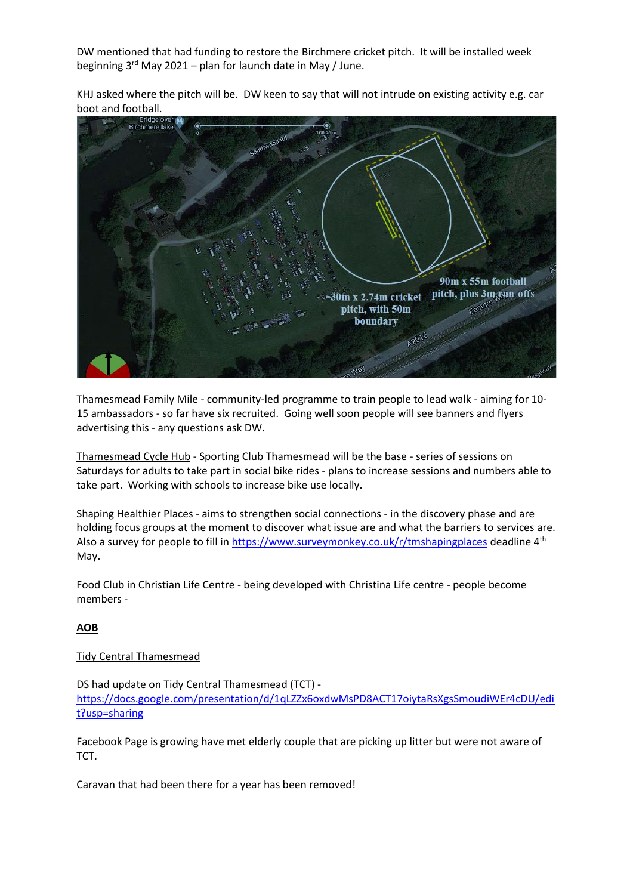DW mentioned that had funding to restore the Birchmere cricket pitch. It will be installed week beginning 3rd May 2021 – plan for launch date in May / June.

KHJ asked where the pitch will be. DW keen to say that will not intrude on existing activity e.g. car boot and football.

Thamesmead Family Mile - community-led programme to train people to lead walk - aiming for 10-15 ambassadors - so far have six recruited. Going well soon people will see banners and flyers advertising this - any questions ask DW.

Thamesmead Cycle Hub - Sporting Club Thamesmead will be the base - series of sessions on Saturdays for adults to take part in social bike rides - plans to increase sessions and numbers able to take part. Working with schools to increase bike use locally.

Shaping Healthier Places - aims to strengthen social connections - in the discovery phase and are holding focus groups at the moment to discover what issue are and what the barriers to services are. Also a survey for people to fill in https://www.surveymonkey.co.uk/r/tmshapingplaces deadline 4th May.

Food Club in Christian Life Centre - being developed with Christina Life centre - people become members -

**AOB**

Tidy Central Thamesmead

DS had update on Tidy Central Thamesmead (TCT) - https://docs.google.com/presentation/d/1qLZZx6oxdwMsPD8ACT17oiytaRsXgsSmoudiWEr4cDU/edit?usp=sharing

Facebook Page is growing have met elderly couple that are picking up litter but were not aware of TCT.

Caravan that had been there for a year has been removed!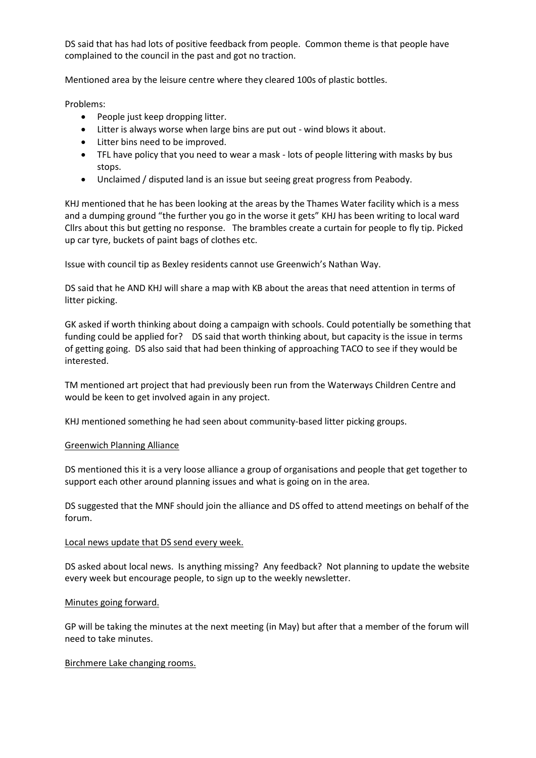DS said that has had lots of positive feedback from people. Common theme is that people have complained to the council in the past and got no traction.

Mentioned area by the leisure centre where they cleared 100s of plastic bottles.

Problems:

- People just keep dropping litter.
- Litter is always worse when large bins are put out - wind blows it about.
- Litter bins need to be improved.
- TFL have policy that you need to wear a mask - lots of people littering with masks by bus stops.
- Unclaimed / disputed land is an issue but seeing great progress from Peabody.

KHJ mentioned that he has been looking at the areas by the Thames Water facility which is a mess and a dumping ground "the further you go in the worse it gets" KHJ has been writing to local ward Cllrs about this but getting no response. The brambles create a curtain for people to fly tip. Picked up car tyre, buckets of paint bags of clothes etc.

Issue with council tip as Bexley residents cannot use Greenwich's Nathan Way.

DS said that he AND KHJ will share a map with KB about the areas that need attention in terms of litter picking.

GK asked if worth thinking about doing a campaign with schools. Could potentially be something that funding could be applied for? DS said that worth thinking about, but capacity is the issue in terms of getting going. DS also said that had been thinking of approaching TACO to see if they would be interested.

TM mentioned art project that had previously been run from the Waterways Children Centre and would be keen to get involved again in any project.

KHJ mentioned something he had seen about community-based litter picking groups.

<u>Greenwich Planning Alliance</u>

DS mentioned this it is a very loose alliance a group of organisations and people that get together to support each other around planning issues and what is going on in the area.

DS suggested that the MNF should join the alliance and DS offed to attend meetings on behalf of the forum.

<u>Local news update that DS send every week.</u>

DS asked about local news. Is anything missing? Any feedback? Not planning to update the website every week but encourage people, to sign up to the weekly newsletter.

<u>Minutes going forward.</u>

GP will be taking the minutes at the next meeting (in May) but after that a member of the forum will need to take minutes.

<u>Birchmere Lake changing rooms.</u>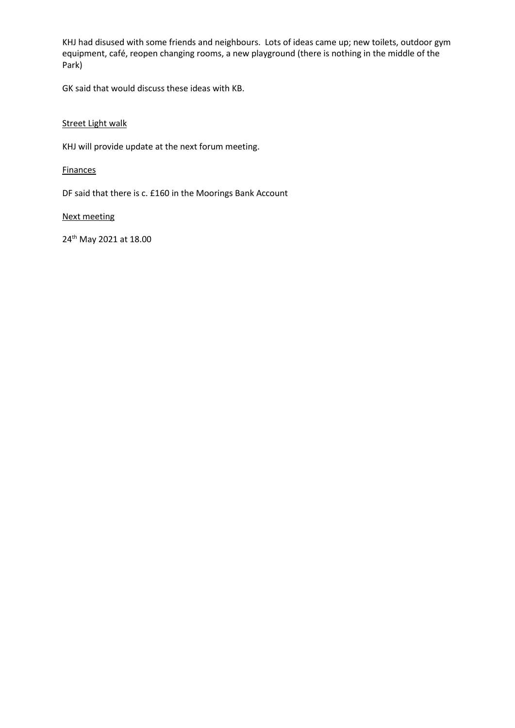KHJ had disused with some friends and neighbours. Lots of ideas came up; new toilets, outdoor gym equipment, café, reopen changing rooms, a new playground (there is nothing in the middle of the Park)

GK said that would discuss these ideas with KB.

<u>Street Light walk</u>

KHJ will provide update at the next forum meeting.

<u>Finances</u>

DF said that there is c. £160 in the Moorings Bank Account

<u>Next meeting</u>

24th May 2021 at 18.00